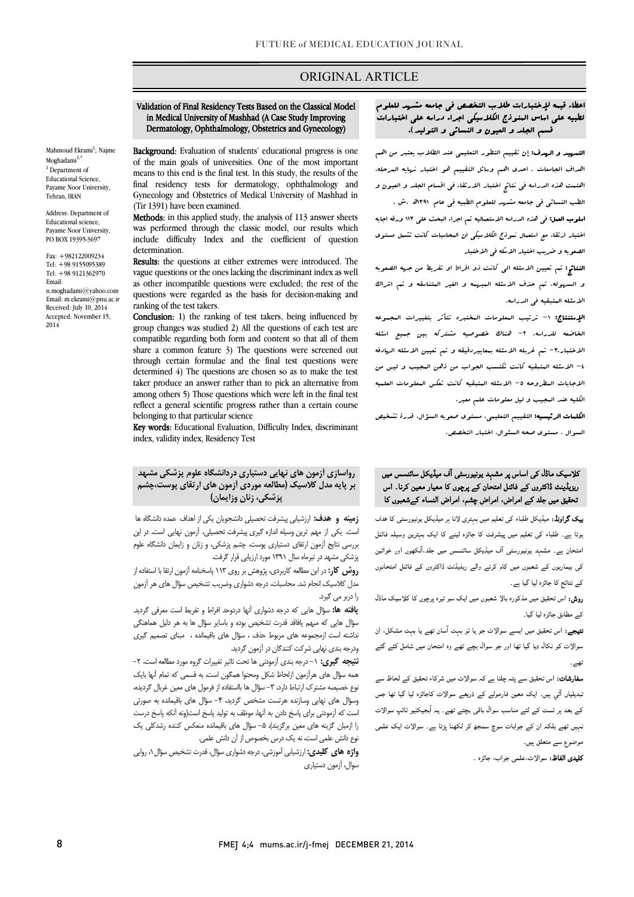ORIGINAL ARTICLE

# Validation of Final Residency Tests Based on the Classical Model in Medical University of Mashhad (A Case Study Improving Dermatology, Ophthalmology, Obstetrics and Gynecology)

Mahmoud Ekrami[1]; Najme Moghadami[1,*]

[1] Department of Educational Science, Payame Noor University, Tehran, IRAN

Address: Department of Educational science, Payame Noor University, PO BOX 19395-3697

Fax: +982122009234
Tel: +98 9155095389
Tel: +98 9121362970
Email: n.moghadami@yahoo.com
Email: m.ekrami@pnu.ac.ir
Received: July 10, 2014
Accepted: November 15, 2014

**Background:** Evaluation of students' educational progress is one of the main goals of universities. One of the most important means to this end is the final test. In this study, the results of the final residency tests for dermatology, ophthalmology and Gynecology and Obstetrics of Medical University of Mashhad in (Tir 1391) have been examined.

**Methods:** in this applied study, the analysis of 113 answer sheets was performed through the classic model, our results which include difficulty Index and the coefficient of question determination.

**Results:** the questions at either extremes were introduced. The vague questions or the ones lacking the discriminant index as well as other incompatible questions were excluded; the rest of the questions were regarded as the basis for decision-making and ranking of the test takers.

**Conclusion:** 1) the ranking of test takers, being influenced by group changes was studied 2) All the questions of each test are compatible regarding both form and content so that all of them share a common feature 3) The questions were screened out through certain formulae and the final test questions were determined 4) The questions are chosen so as to make the test taker produce an answer rather than to pick an alternative from among others 5) Those questions which were left in the final test reflect a general scientific progress rather than a certain course belonging to that particular science

**Key words:** Educational Evaluation, Difficulty Index, discriminant index, validity index, Residency Test

# اعطاء قيمه لإختبارات طلاب التخصص فى جامعه مشهد للعلوم لطبيه على اساس المنوزج الكلاسيكى اجراء دراسه على اختبارات قسم الجلد و العيون و النسائى و التوليد).

**التمهيد و الهدف:** إن تقييم التطور التعليمي عند الطلاب يعتبر من اهم اهداف الجامعات . احدى اهم وسائل التقييم هو اختبار نهايه المرحله. اهتمت هذه الدراسه فى نتائج اختبار الارتقاء فى اقسام الجلد و العيون و الطب النسائى فى جامعه مشهد للعلوم الطبيه فى عام ١٣٩١هـ .ش .

**اسلوب العمل:** فى هذه الدراسه الاستعماليه تم اجراء البحث على ١١٣ ورقه اجابه اختبار ارتقاء. مع استعمال نموزج الكلاسيكى ان المحاسبات كانت تشمل مستوى الصعوبه و ضريب اختيار الاسئله فى الاختبار

**النتائج:** تم تعيين الاسئله الى كانت ذو افراط او تفريط من جهه الصعوبه و السهوله. تم حذف الاسئله المبهمه و الغير المتناسقه و تم اشراك الاسئله المتبقيه فى الدراسه.

**الإستنتاج:** ١- ترتيب المعلومات المختبره تتأثر بتغييرات المجموعه الخاضعه للدراسه. ٢- هناك خصوصيه مشتركه بين جميع اسئله الاختبار٣- تم غربله الاسئله بمعاييردقيقه و تم تعيين الاسئله الرهادفه ٤- الاسئله المتبقيه كانت تكتسب الجواب من ذهن المجيب و ليس من الاجابات المطروحه ٥- الاسئله المتبقيه كانت تعكس المعلومات العلميه الكليه عند المجيب و ليل معلومات علم معين.

**الكلمات الرئيسيه:** التقييم التعليمى، مستوى صعوبه السؤال، قدرة تشخيص السوال ، مستوى صحه السئوال، اختبار التخصص.

# روا‌سازی آزمون های نهایی دستیاری دردانشگاه علوم پزشکی مشهد بر پایه مدل کلاسیک (مطالعه موردی آزمون های ارتقای پوست،چشم پزشکی، زنان وزایمان)

**زمینه و هدف:** ارزشیابی پیشرفت تحصیلی دانشجویان یکی از اهداف عمده دانشگاه ها است. یکی از مهم ترین وسیله اندازه گیری پیشرفت تحصیلی، آزمون نهایی است. در این بررسی نتایج آزمون ارتقای دستیاری پوست، چشم پزشکی، و زنان و زایمان دانشگاه علوم پزشکی مشهد در تیرماه سال ۱۳۹۱ مورد ارزیابی قرار گرفت.

**روش کار:** در این مطالعه کاربردی، پژوهش بر روی ۱۱۳ پاسخنامه آزمون ارتقا با استفاده از مدل کلاسیک انجام شد. محاسبات، درجه دشواری وضریب تشخیص سؤال های هر آزمون را دربر می گیرد.

**یافته ها:** سؤال هایی که درجه دشواری آنها درحد افراط و تفریط است معرفی گردید. سؤال هایی که مبهم یافاقد قدرت تشخیص بوده و باسایر سؤال ها به هر دلیل هماهنگی نداشته است ازمجموعه های مربوط حذف ، سؤال های باقیمانده ، مبنای تصمیم گیری ودرجه بندی نهایی شرکت کنندگان در آزمون گردید.

**نتیجه گیری:** ۱- درجه بندی آزمودنی ها تحت تاثیر تغییرات گروه مورد مطالعه است، ۲- همه سؤال های هرآزمون ازلحاظ شکل ومحتوا همگون است، به قسمی که تمام آنها یک نوع خصیصه مشترک ارتباط دارد، ۳- سؤال ها بااستفاده از فرمول های معین غربال گردیده، وسؤال های نهایی وسازنده هرتست مشخص گردید، ۴- سؤال های باقیمانده به صورتی است که آزمودنی برای پاسخ دادن به آنها، موظف به تولید پاسخ است(ونه آنکه پاسخ درست را ازمیان گزینه های معین برگزیند)، ۵- سؤال های باقیمانده منعکس کننده رشدکلی یک نوع دانش علمی است، نه یک درس بخصوص از آن دانش علمی.

**واژه های کلیدی:** ارزشیابی آموزشی، درجه دشواری سؤال، قدرت تشخیص سؤال۱، روایی سوال، آزمون دستیاری

# کلاسیک ماڈل کی اساس پر مشہد یونیورسٹی آف میڈیکل سائنسس میں ریزیڈینٹ ڈاکٹروں کے فائنل امتحان کے پرچوں کا معیار معین کرنا۔ اس تحقیق میں جلد کے امراض، امراض چشم، امراض النساء کےشعبوں کا

**بیک گراونڈ:** میڈیکل طلباء کی تعلیم میں بہتری لانا ہر میڈیکل یونیورسٹی کا ھدف ہوتا ہے۔ طلباء کی تعلیم میں پیشرفت کا جائزہ لینے کا ایک بہترین وسیلہ فائنل امتحان ہے۔ مشہد یونیورسٹی آف میڈیکل سائنسس میں جلد،آنکھوں اور خواتین کی بیماریوں کے شعبوں میں کام کرنے والے ریزیڈنٹ ڈاکٹروں کے فائنل امتحانوں کے نتائج کا جائزہ لیا گیا ہے۔

**روش:** اس تحقیق میں مذکورہ بالا شعبوں میں ایک سو تیرہ پرچوں کا کلاسیک ماڈل کے مطابق جائزہ لیا گیا۔

**نتیجے:** اس تحقیق میں ایسے سوالات جو یا تو بہت آسان تھے یا بہت مشکل، ان سوالات کو نکال دیا گیا تھا اور جو سوال بچے تھے وہ امتحان میں شامل کئے گئے تھے۔

**سفارشات:** اس تحقیق سے پتہ چلتا ہے کہ سوالات میں شرکاء تحقیق کے لحاظ سے تبدیلیاں آتي ہیں۔ ایک معین فارمولے کے ذریعے سوالات کاجائزہ لیا گیا تھا جس کے بعد ہر ٹسٹ کے لئے مناسب سوال باقی بچتے تھے۔ یہ آبجیکٹیو ٹائپ سوالات نہیں تھے بلکہ ان کے جوابات سوچ سمجھ کر لکھنا پڑتا ہے۔ سوالات ایک علمی موضوع سے متعلق ہیں۔

**کلیدی الفاظ:** سوالات،علمی جواب، جائزہ ۔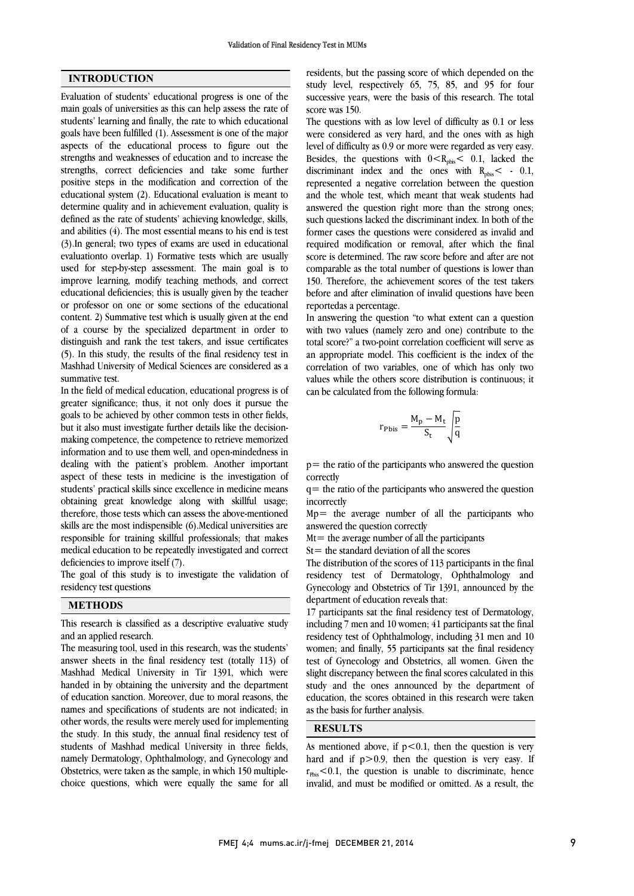## INTRODUCTION

Evaluation of students' educational progress is one of the main goals of universities as this can help assess the rate of students' learning and finally, the rate to which educational goals have been fulfilled (1). Assessment is one of the major aspects of the educational process to figure out the strengths and weaknesses of education and to increase the strengths, correct deficiencies and take some further positive steps in the modification and correction of the educational system (2). Educational evaluation is meant to determine quality and in achievement evaluation, quality is defined as the rate of students' achieving knowledge, skills, and abilities (4). The most essential means to his end is test (3).In general; two types of exams are used in educational evaluationto overlap. 1) Formative tests which are usually used for step-by-step assessment. The main goal is to improve learning, modify teaching methods, and correct educational deficiencies; this is usually given by the teacher or professor on one or some sections of the educational content. 2) Summative test which is usually given at the end of a course by the specialized department in order to distinguish and rank the test takers, and issue certificates (5). In this study, the results of the final residency test in Mashhad University of Medical Sciences are considered as a summative test.

In the field of medical education, educational progress is of greater significance; thus, it not only does it pursue the goals to be achieved by other common tests in other fields, but it also must investigate further details like the decision-making competence, the competence to retrieve memorized information and to use them well, and open-mindedness in dealing with the patient's problem. Another important aspect of these tests in medicine is the investigation of students' practical skills since excellence in medicine means obtaining great knowledge along with skillful usage; therefore, those tests which can assess the above-mentioned skills are the most indispensible (6).Medical universities are responsible for training skillful professionals; that makes medical education to be repeatedly investigated and correct deficiencies to improve itself (7).

The goal of this study is to investigate the validation of residency test questions

## METHODS

This research is classified as a descriptive evaluative study and an applied research.

The measuring tool, used in this research, was the students' answer sheets in the final residency test (totally 113) of Mashhad Medical University in Tir 1391, which were handed in by obtaining the university and the department of education sanction. Moreover, due to moral reasons, the names and specifications of students are not indicated; in other words, the results were merely used for implementing the study. In this study, the annual final residency test of students of Mashhad medical University in three fields, namely Dermatology, Ophthalmology, and Gynecology and Obstetrics, were taken as the sample, in which 150 multiple-choice questions, which were equally the same for all residents, but the passing score of which depended on the study level, respectively 65, 75, 85, and 95 for four successive years, were the basis of this research. The total score was 150.

The questions with as low level of difficulty as 0.1 or less were considered as very hard, and the ones with as high level of difficulty as 0.9 or more were regarded as very easy. Besides, the questions with $0<R_{pbis}< 0.1$, lacked the discriminant index and the ones with $R_{pbis}< -0.1$, represented a negative correlation between the question and the whole test, which meant that weak students had answered the question right more than the strong ones; such questions lacked the discriminant index. In both of the former cases the questions were considered as invalid and required modification or removal, after which the final score is determined. The raw score before and after are not comparable as the total number of questions is lower than 150. Therefore, the achievement scores of the test takers before and after elimination of invalid questions have been reportedas a percentage.

In answering the question "to what extent can a question with two values (namely zero and one) contribute to the total score?" a two-point correlation coefficient will serve as an appropriate model. This coefficient is the index of the correlation of two variables, one of which has only two values while the others score distribution is continuous; it can be calculated from the following formula:

$$r_{Pbis} = \frac{M_p - M_t}{S_t}\sqrt{\frac{p}{q}}$$

p= the ratio of the participants who answered the question correctly

q= the ratio of the participants who answered the question incorrectly

Mp= the average number of all the participants who answered the question correctly

Mt= the average number of all the participants

St= the standard deviation of all the scores

The distribution of the scores of 113 participants in the final residency test of Dermatology, Ophthalmology and Gynecology and Obstetrics of Tir 1391, announced by the department of education reveals that:

17 participants sat the final residency test of Dermatology, including 7 men and 10 women; 41 participants sat the final residency test of Ophthalmology, including 31 men and 10 women; and finally, 55 participants sat the final residency test of Gynecology and Obstetrics, all women. Given the slight discrepancy between the final scores calculated in this study and the ones announced by the department of education, the scores obtained in this research were taken as the basis for further analysis.

## RESULTS

As mentioned above, if $p<0.1$, then the question is very hard and if $p>0.9$, then the question is very easy. If $r_{Pbis}<0.1$, the question is unable to discriminate, hence invalid, and must be modified or omitted. As a result, the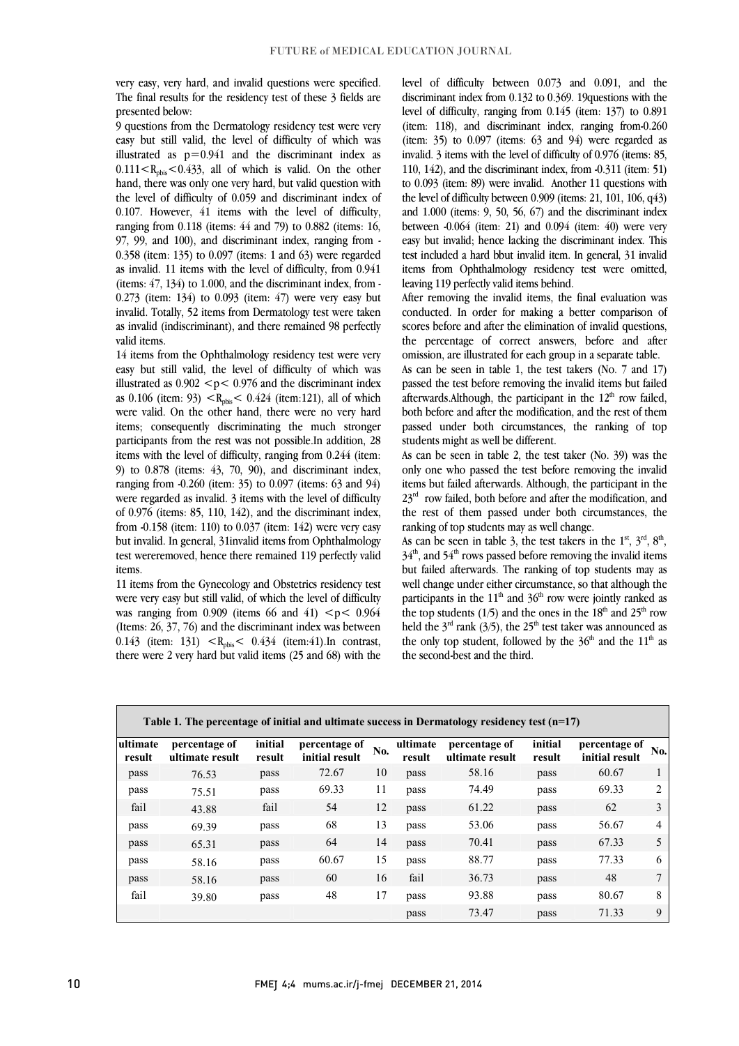very easy, very hard, and invalid questions were specified. The final results for the residency test of these 3 fields are presented below:

9 questions from the Dermatology residency test were very easy but still valid, the level of difficulty of which was illustrated as $p=0.941$ and the discriminant index as $0.111<R_{pbis}<0.433$, all of which is valid. On the other hand, there was only one very hard, but valid question with the level of difficulty of 0.059 and discriminant index of 0.107. However, 41 items with the level of difficulty, ranging from 0.118 (items: 44 and 79) to 0.882 (items: 16, 97, 99, and 100), and discriminant index, ranging from -0.358 (item: 135) to 0.097 (items: 1 and 63) were regarded as invalid. 11 items with the level of difficulty, from 0.941 (items: 47, 134) to 1.000, and the discriminant index, from -0.273 (item: 134) to 0.093 (item: 47) were very easy but invalid. Totally, 52 items from Dermatology test were taken as invalid (indiscriminant), and there remained 98 perfectly valid items.

14 items from the Ophthalmology residency test were very easy but still valid, the level of difficulty of which was illustrated as $0.902 <p< 0.976$ and the discriminant index as 0.106 (item: 93) $<R_{pbis}<$ 0.424 (item:121), all of which were valid. On the other hand, there were no very hard items; consequently discriminating the much stronger participants from the rest was not possible.In addition, 28 items with the level of difficulty, ranging from 0.244 (item: 9) to 0.878 (items: 43, 70, 90), and discriminant index, ranging from -0.260 (item: 35) to 0.097 (items: 63 and 94) were regarded as invalid. 3 items with the level of difficulty of 0.976 (items: 85, 110, 142), and the discriminant index, from -0.158 (item: 110) to 0.037 (item: 142) were very easy but invalid. In general, 31invalid items from Ophthalmology test wereremoved, hence there remained 119 perfectly valid items.

11 items from the Gynecology and Obstetrics residency test were very easy but still valid, of which the level of difficulty was ranging from 0.909 (items 66 and 41) $<p<$ 0.964 (Items: 26, 37, 76) and the discriminant index was between 0.143 (item: 131) $<R_{pbis}<$ 0.434 (item:41).In contrast, there were 2 very hard but valid items (25 and 68) with the level of difficulty between 0.073 and 0.091, and the discriminant index from 0.132 to 0.369. 19questions with the level of difficulty, ranging from 0.145 (item: 137) to 0.891 (item: 118), and discriminant index, ranging from-0.260 (item: 35) to 0.097 (items: 63 and 94) were regarded as invalid. 3 items with the level of difficulty of 0.976 (items: 85, 110, 142), and the discriminant index, from -0.311 (item: 51) to 0.093 (item: 89) were invalid. Another 11 questions with the level of difficulty between 0.909 (items: 21, 101, 106, q43) and 1.000 (items: 9, 50, 56, 67) and the discriminant index between -0.064 (item: 21) and 0.094 (item: 40) were very easy but invalid; hence lacking the discriminant index. This test included a hard bbut invalid item. In general, 31 invalid items from Ophthalmology residency test were omitted, leaving 119 perfectly valid items behind.

After removing the invalid items, the final evaluation was conducted. In order for making a better comparison of scores before and after the elimination of invalid questions, the percentage of correct answers, before and after omission, are illustrated for each group in a separate table.

As can be seen in table 1, the test takers (No. 7 and 17) passed the test before removing the invalid items but failed afterwards.Although, the participant in the 12th row failed, both before and after the modification, and the rest of them passed under both circumstances, the ranking of top students might as well be different.

As can be seen in table 2, the test taker (No. 39) was the only one who passed the test before removing the invalid items but failed afterwards. Although, the participant in the 23rd row failed, both before and after the modification, and the rest of them passed under both circumstances, the ranking of top students may as well change.

As can be seen in table 3, the test takers in the 1st, 3rd, 8th, 34th, and 54th rows passed before removing the invalid items but failed afterwards. The ranking of top students may as well change under either circumstance, so that although the participants in the 11th and 36th row were jointly ranked as the top students (1/5) and the ones in the 18th and 25th row held the 3rd rank (3/5), the 25th test taker was announced as the only top student, followed by the 36th and the 11th as the second-best and the third.

**Table 1. The percentage of initial and ultimate success in Dermatology residency test (n=17)**

| ultimate result | percentage of ultimate result | initial result | percentage of initial result | No. | ultimate result | percentage of ultimate result | initial result | percentage of initial result | No. |
|---|---|---|---|---|---|---|---|---|---|
| pass | 76.53 | pass | 72.67 | 10 | pass | 58.16 | pass | 60.67 | 1 |
| pass | 75.51 | pass | 69.33 | 11 | pass | 74.49 | pass | 69.33 | 2 |
| fail | 43.88 | fail | 54 | 12 | pass | 61.22 | pass | 62 | 3 |
| pass | 69.39 | pass | 68 | 13 | pass | 53.06 | pass | 56.67 | 4 |
| pass | 65.31 | pass | 64 | 14 | pass | 70.41 | pass | 67.33 | 5 |
| pass | 58.16 | pass | 60.67 | 15 | pass | 88.77 | pass | 77.33 | 6 |
| pass | 58.16 | pass | 60 | 16 | fail | 36.73 | pass | 48 | 7 |
| fail | 39.80 | pass | 48 | 17 | pass | 93.88 | pass | 80.67 | 8 |
| | | | | | pass | 73.47 | pass | 71.33 | 9 |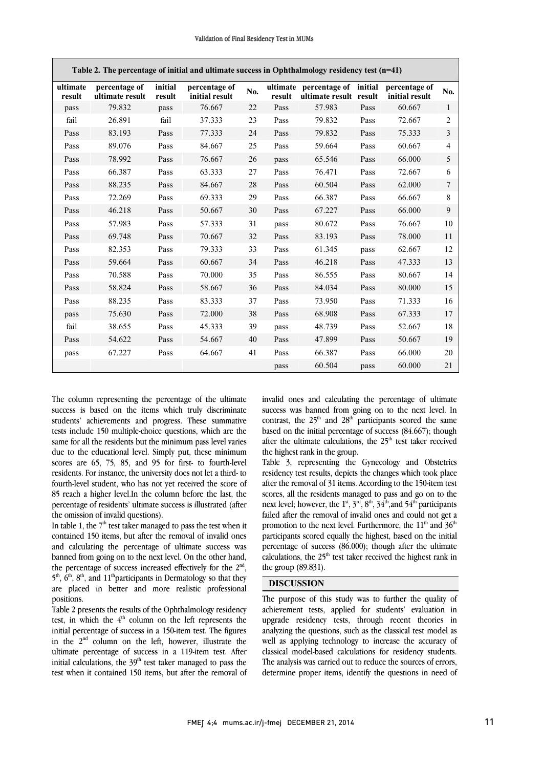**Table 2. The percentage of initial and ultimate success in Ophthalmology residency test (n=41)**

| ultimate result | percentage of ultimate result | initial result | percentage of initial result | No. | ultimate result | percentage of ultimate result | initial result | percentage of initial result | No. |
|---|---|---|---|---|---|---|---|---|---|
| pass | 79.832 | pass | 76.667 | 22 | Pass | 57.983 | Pass | 60.667 | 1 |
| fail | 26.891 | fail | 37.333 | 23 | Pass | 79.832 | Pass | 72.667 | 2 |
| Pass | 83.193 | Pass | 77.333 | 24 | Pass | 79.832 | Pass | 75.333 | 3 |
| Pass | 89.076 | Pass | 84.667 | 25 | Pass | 59.664 | Pass | 60.667 | 4 |
| Pass | 78.992 | Pass | 76.667 | 26 | pass | 65.546 | Pass | 66.000 | 5 |
| Pass | 66.387 | Pass | 63.333 | 27 | Pass | 76.471 | Pass | 72.667 | 6 |
| Pass | 88.235 | Pass | 84.667 | 28 | Pass | 60.504 | Pass | 62.000 | 7 |
| Pass | 72.269 | Pass | 69.333 | 29 | Pass | 66.387 | Pass | 66.667 | 8 |
| Pass | 46.218 | Pass | 50.667 | 30 | Pass | 67.227 | Pass | 66.000 | 9 |
| Pass | 57.983 | Pass | 57.333 | 31 | pass | 80.672 | Pass | 76.667 | 10 |
| Pass | 69.748 | Pass | 70.667 | 32 | Pass | 83.193 | Pass | 78.000 | 11 |
| Pass | 82.353 | Pass | 79.333 | 33 | Pass | 61.345 | pass | 62.667 | 12 |
| Pass | 59.664 | Pass | 60.667 | 34 | Pass | 46.218 | Pass | 47.333 | 13 |
| Pass | 70.588 | Pass | 70.000 | 35 | Pass | 86.555 | Pass | 80.667 | 14 |
| Pass | 58.824 | Pass | 58.667 | 36 | Pass | 84.034 | Pass | 80.000 | 15 |
| Pass | 88.235 | Pass | 83.333 | 37 | Pass | 73.950 | Pass | 71.333 | 16 |
| pass | 75.630 | Pass | 72.000 | 38 | Pass | 68.908 | Pass | 67.333 | 17 |
| fail | 38.655 | Pass | 45.333 | 39 | pass | 48.739 | Pass | 52.667 | 18 |
| Pass | 54.622 | Pass | 54.667 | 40 | Pass | 47.899 | Pass | 50.667 | 19 |
| pass | 67.227 | Pass | 64.667 | 41 | Pass | 66.387 | Pass | 66.000 | 20 |
| | | | | | pass | 60.504 | pass | 60.000 | 21 |

The column representing the percentage of the ultimate success is based on the items which truly discriminate students' achievements and progress. These summative tests include 150 multiple-choice questions, which are the same for all the residents but the minimum pass level varies due to the educational level. Simply put, these minimum scores are 65, 75, 85, and 95 for first- to fourth-level residents. For instance, the university does not let a third- to fourth-level student, who has not yet received the score of 85 reach a higher level.In the column before the last, the percentage of residents' ultimate success is illustrated (after the omission of invalid questions).

In table 1, the 7th test taker managed to pass the test when it contained 150 items, but after the removal of invalid ones and calculating the percentage of ultimate success was banned from going on to the next level. On the other hand, the percentage of success increased effectively for the 2nd, 5th, 6th, 8th, and 11thparticipants in Dermatology so that they are placed in better and more realistic professional positions.

Table 2 presents the results of the Ophthalmology residency test, in which the 4th column on the left represents the initial percentage of success in a 150-item test. The figures in the 2nd column on the left, however, illustrate the ultimate percentage of success in a 119-item test. After initial calculations, the 39th test taker managed to pass the test when it contained 150 items, but after the removal of invalid ones and calculating the percentage of ultimate success was banned from going on to the next level. In contrast, the 25th and 28th participants scored the same based on the initial percentage of success (84.667); though after the ultimate calculations, the 25th test taker received the highest rank in the group.

Table 3, representing the Gynecology and Obstetrics residency test results, depicts the changes which took place after the removal of 31 items. According to the 150-item test scores, all the residents managed to pass and go on to the next level; however, the 1st, 3rd, 8th, 34th,and 54th participants failed after the removal of invalid ones and could not get a promotion to the next level. Furthermore, the 11th and 36th participants scored equally the highest, based on the initial percentage of success (86.000); though after the ultimate calculations, the 25th test taker received the highest rank in the group (89.831).

## DISCUSSION

The purpose of this study was to further the quality of achievement tests, applied for students' evaluation in upgrade residency tests, through recent theories in analyzing the questions, such as the classical test model as well as applying technology to increase the accuracy of classical model-based calculations for residency students. The analysis was carried out to reduce the sources of errors, determine proper items, identify the questions in need of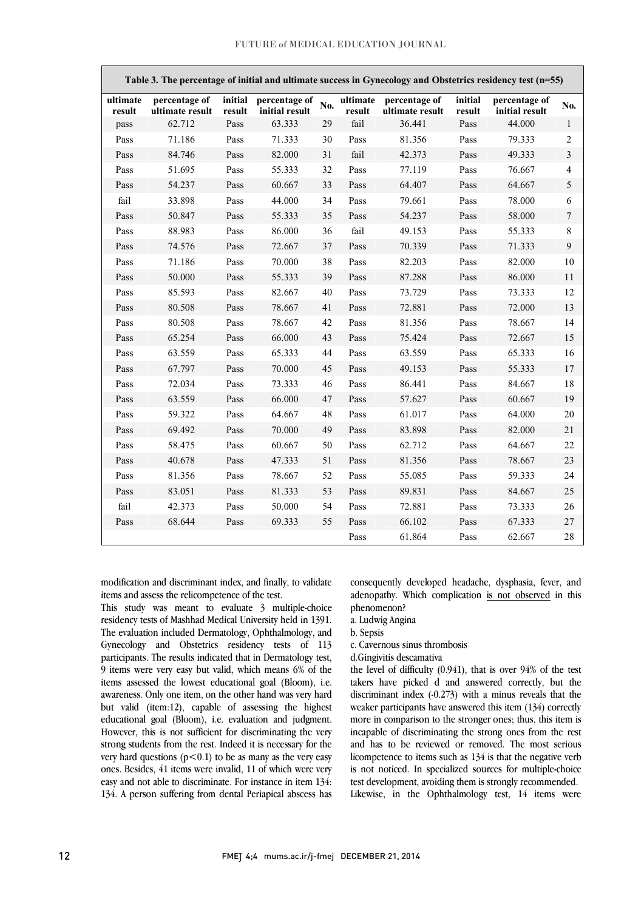**Table 3. The percentage of initial and ultimate success in Gynecology and Obstetrics residency test (n=55)**

| ultimate result | percentage of ultimate result | initial result | percentage of initial result | No. | ultimate result | percentage of ultimate result | initial result | percentage of initial result | No. |
|---|---|---|---|---|---|---|---|---|---|
| pass | 62.712 | Pass | 63.333 | 29 | fail | 36.441 | Pass | 44.000 | 1 |
| Pass | 71.186 | Pass | 71.333 | 30 | Pass | 81.356 | Pass | 79.333 | 2 |
| Pass | 84.746 | Pass | 82.000 | 31 | fail | 42.373 | Pass | 49.333 | 3 |
| Pass | 51.695 | Pass | 55.333 | 32 | Pass | 77.119 | Pass | 76.667 | 4 |
| Pass | 54.237 | Pass | 60.667 | 33 | Pass | 64.407 | Pass | 64.667 | 5 |
| fail | 33.898 | Pass | 44.000 | 34 | Pass | 79.661 | Pass | 78.000 | 6 |
| Pass | 50.847 | Pass | 55.333 | 35 | Pass | 54.237 | Pass | 58.000 | 7 |
| Pass | 88.983 | Pass | 86.000 | 36 | fail | 49.153 | Pass | 55.333 | 8 |
| Pass | 74.576 | Pass | 72.667 | 37 | Pass | 70.339 | Pass | 71.333 | 9 |
| Pass | 71.186 | Pass | 70.000 | 38 | Pass | 82.203 | Pass | 82.000 | 10 |
| Pass | 50.000 | Pass | 55.333 | 39 | Pass | 87.288 | Pass | 86.000 | 11 |
| Pass | 85.593 | Pass | 82.667 | 40 | Pass | 73.729 | Pass | 73.333 | 12 |
| Pass | 80.508 | Pass | 78.667 | 41 | Pass | 72.881 | Pass | 72.000 | 13 |
| Pass | 80.508 | Pass | 78.667 | 42 | Pass | 81.356 | Pass | 78.667 | 14 |
| Pass | 65.254 | Pass | 66.000 | 43 | Pass | 75.424 | Pass | 72.667 | 15 |
| Pass | 63.559 | Pass | 65.333 | 44 | Pass | 63.559 | Pass | 65.333 | 16 |
| Pass | 67.797 | Pass | 70.000 | 45 | Pass | 49.153 | Pass | 55.333 | 17 |
| Pass | 72.034 | Pass | 73.333 | 46 | Pass | 86.441 | Pass | 84.667 | 18 |
| Pass | 63.559 | Pass | 66.000 | 47 | Pass | 57.627 | Pass | 60.667 | 19 |
| Pass | 59.322 | Pass | 64.667 | 48 | Pass | 61.017 | Pass | 64.000 | 20 |
| Pass | 69.492 | Pass | 70.000 | 49 | Pass | 83.898 | Pass | 82.000 | 21 |
| Pass | 58.475 | Pass | 60.667 | 50 | Pass | 62.712 | Pass | 64.667 | 22 |
| Pass | 40.678 | Pass | 47.333 | 51 | Pass | 81.356 | Pass | 78.667 | 23 |
| Pass | 81.356 | Pass | 78.667 | 52 | Pass | 55.085 | Pass | 59.333 | 24 |
| Pass | 83.051 | Pass | 81.333 | 53 | Pass | 89.831 | Pass | 84.667 | 25 |
| fail | 42.373 | Pass | 50.000 | 54 | Pass | 72.881 | Pass | 73.333 | 26 |
| Pass | 68.644 | Pass | 69.333 | 55 | Pass | 66.102 | Pass | 67.333 | 27 |
| | | | | | Pass | 61.864 | Pass | 62.667 | 28 |

modification and discriminant index, and finally, to validate items and assess the relicompetence of the test.

This study was meant to evaluate 3 multiple-choice residency tests of Mashhad Medical University held in 1391. The evaluation included Dermatology, Ophthalmology, and Gynecology and Obstetrics residency tests of 113 participants. The results indicated that in Dermatology test, 9 items were very easy but valid, which means 6% of the items assessed the lowest educational goal (Bloom), i.e. awareness. Only one item, on the other hand was very hard but valid (item:12), capable of assessing the highest educational goal (Bloom), i.e. evaluation and judgment. However, this is not sufficient for discriminating the very strong students from the rest. Indeed it is necessary for the very hard questions ($p<0.1$) to be as many as the very easy ones. Besides, 41 items were invalid, 11 of which were very easy and not able to discriminate. For instance in item 134:

134. A person suffering from dental Periapical abscess has consequently developed headache, dysphasia, fever, and adenopathy. Which complication is not observed in this phenomenon?

a. Ludwig Angina

b. Sepsis

c. Cavernous sinus thrombosis

d.Gingivitis descamativa

the level of difficulty (0.941), that is over 94% of the test takers have picked d and answered correctly, but the discriminant index (-0.273) with a minus reveals that the weaker participants have answered this item (134) correctly more in comparison to the stronger ones; thus, this item is incapable of discriminating the strong ones from the rest and has to be reviewed or removed. The most serious licompetence to items such as 134 is that the negative verb is not noticed. In specialized sources for multiple-choice test development, avoiding them is strongly recommended.

Likewise, in the Ophthalmology test, 14 items were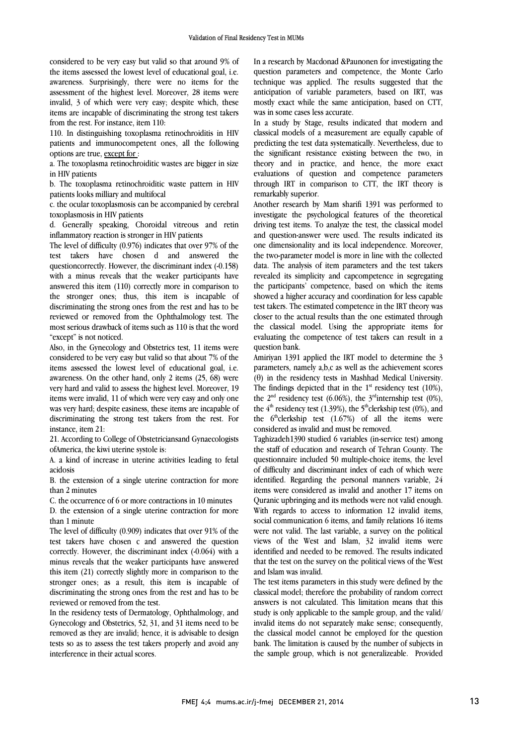considered to be very easy but valid so that around 9% of the items assessed the lowest level of educational goal, i.e. awareness. Surprisingly, there were no items for the assessment of the highest level. Moreover, 28 items were invalid, 3 of which were very easy; despite which, these items are incapable of discriminating the strong test takers from the rest. For instance, item 110:

110. In distinguishing toxoplasma retinochroiditis in HIV patients and immunocompetent ones, all the following options are true, except for :

a. The toxoplasma retinochroiditic wastes are bigger in size in HIV patients

b. The toxoplasma retinochroiditic waste pattern in HIV patients looks milliary and multifocal

c. the ocular toxoplasmosis can be accompanied by cerebral toxoplasmosis in HIV patients

d. Generally speaking, Choroidal vitreous and retin inflammatory reaction is stronger in HIV patients

The level of difficulty (0.976) indicates that over 97% of the test takers have chosen d and answered the questioncorrectly. However, the discriminant index (-0.158) with a minus reveals that the weaker participants have answered this item (110) correctly more in comparison to the stronger ones; thus, this item is incapable of discriminating the strong ones from the rest and has to be reviewed or removed from the Ophthalmology test. The most serious drawback of items such as 110 is that the word "except" is not noticed.

Also, in the Gynecology and Obstetrics test, 11 items were considered to be very easy but valid so that about 7% of the items assessed the lowest level of educational goal, i.e. awareness. On the other hand, only 2 items (25, 68) were very hard and valid to assess the highest level. Moreover, 19 items were invalid, 11 of which were very easy and only one was very hard; despite easiness, these items are incapable of discriminating the strong test takers from the rest. For instance, item 21:

21. According to College of Obstetriciansand Gynaecologists ofAmerica, the kiwi uterine systole is:

A. a kind of increase in uterine activities leading to fetal acidosis

B. the extension of a single uterine contraction for more than 2 minutes

C. the occurrence of 6 or more contractions in 10 minutes

D. the extension of a single uterine contraction for more than 1 minute

The level of difficulty (0.909) indicates that over 91% of the test takers have chosen c and answered the question correctly. However, the discriminant index (-0.064) with a minus reveals that the weaker participants have answered this item (21) correctly slightly more in comparison to the stronger ones; as a result, this item is incapable of discriminating the strong ones from the rest and has to be reviewed or removed from the test.

In the residency tests of Dermatology, Ophthalmology, and Gynecology and Obstetrics, 52, 31, and 31 items need to be removed as they are invalid; hence, it is advisable to design tests so as to assess the test takers properly and avoid any interference in their actual scores.

In a research by Macdonad &Paunonen for investigating the question parameters and competence, the Monte Carlo technique was applied. The results suggested that the anticipation of variable parameters, based on IRT, was mostly exact while the same anticipation, based on CTT, was in some cases less accurate.

In a study by Stage, results indicated that modern and classical models of a measurement are equally capable of predicting the test data systematically. Nevertheless, due to the significant resistance existing between the two, in theory and in practice, and hence, the more exact evaluations of question and competence parameters through IRT in comparison to CTT, the IRT theory is remarkably superior.

Another research by Mam sharifi 1391 was performed to investigate the psychological features of the theoretical driving test items. To analyze the test, the classical model and question-answer were used. The results indicated its one dimensionality and its local independence. Moreover, the two-parameter model is more in line with the collected data. The analysis of item parameters and the test takers revealed its simplicity and capcompetence in segregating the participants' competence, based on which the items showed a higher accuracy and coordination for less capable test takers. The estimated competence in the IRT theory was closer to the actual results than the one estimated through the classical model. Using the appropriate items for evaluating the competence of test takers can result in a question bank.

Amiriyan 1391 applied the IRT model to determine the 3 parameters, namely a,b,c as well as the achievement scores ($\theta$) in the residency tests in Mashhad Medical University. The findings depicted that in the 1st residency test (10%), the 2nd residency test (6.06%), the 3rd internship test (0%), the 4th residency test (1.39%), the 5th clerkship test (0%), and the 6th clerkship test (1.67%) of all the items were considered as invalid and must be removed.

Taghizadeh1390 studied 6 variables (in-service test) among the staff of education and research of Tehran County. The questionnaire included 50 multiple-choice items, the level of difficulty and discriminant index of each of which were identified. Regarding the personal manners variable, 24 items were considered as invalid and another 17 items on Quranic upbringing and its methods were not valid enough. With regards to access to information 12 invalid items, social communication 6 items, and family relations 16 items were not valid. The last variable, a survey on the political views of the West and Islam, 32 invalid items were identified and needed to be removed. The results indicated that the test on the survey on the political views of the West and Islam was invalid.

The test items parameters in this study were defined by the classical model; therefore the probability of random correct answers is not calculated. This limitation means that this study is only applicable to the sample group, and the valid/invalid items do not separately make sense; consequently, the classical model cannot be employed for the question bank. The limitation is caused by the number of subjects in the sample group, which is not generalizeable. Provided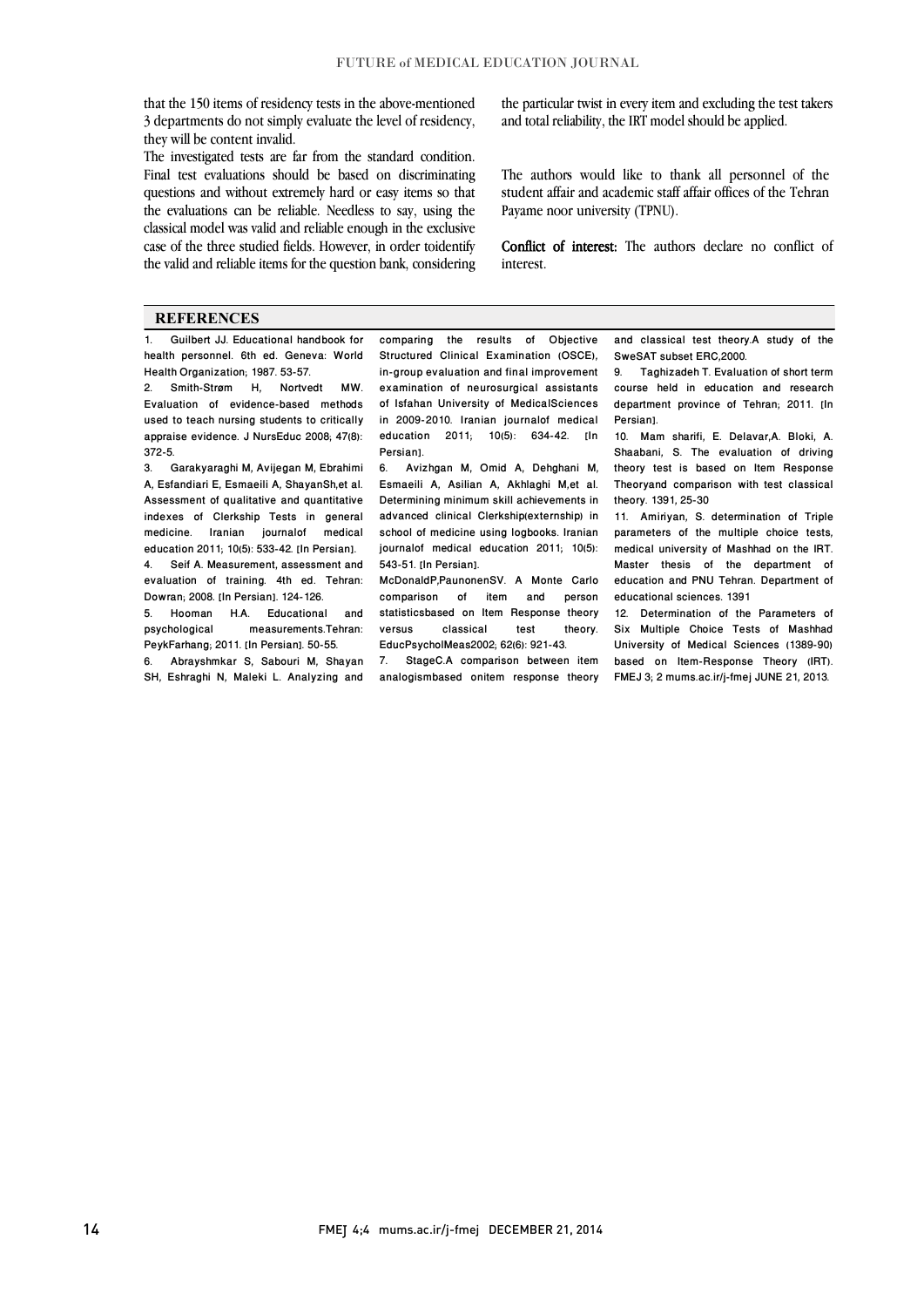that the 150 items of residency tests in the above-mentioned 3 departments do not simply evaluate the level of residency, they will be content invalid.

The investigated tests are far from the standard condition. Final test evaluations should be based on discriminating questions and without extremely hard or easy items so that the evaluations can be reliable. Needless to say, using the classical model was valid and reliable enough in the exclusive case of the three studied fields. However, in order toidentify the valid and reliable items for the question bank, considering the particular twist in every item and excluding the test takers and total reliability, the IRT model should be applied.

The authors would like to thank all personnel of the student affair and academic staff affair offices of the Tehran Payame noor university (TPNU).

**Conflict of interest:** The authors declare no conflict of interest.

## REFERENCES

1. Guilbert JJ. Educational handbook for health personnel. 6th ed. Geneva: World Health Organization; 1987. 53-57.
2. Smith-Strøm H, Nortvedt MW. Evaluation of evidence-based methods used to teach nursing students to critically appraise evidence. J NursEduc 2008; 47(8): 372-5.
3. Garakyaraghi M, Avijegan M, Ebrahimi A, Esfandiari E, Esmaeili A, ShayanSh,et al. Assessment of qualitative and quantitative indexes of Clerkship Tests in general medicine. Iranian journalof medical education 2011; 10(5): 533-42. [In Persian].
4. Seif A. Measurement, assessment and evaluation of training. 4th ed. Tehran: Dowran; 2008. [In Persian]. 124-126.
5. Hooman H.A. Educational and psychological measurements.Tehran: PeykFarhang; 2011. [In Persian]. 50-55.
6. Abrayshmkar S, Sabouri M, Shayan SH, Eshraghi N, Maleki L. Analyzing and comparing the results of Objective Structured Clinical Examination (OSCE), in-group evaluation and final improvement examination of neurosurgical assistants of Isfahan University of MedicalSciences in 2009-2010. Iranian journalof medical education 2011; 10(5): 634-42. [In Persian].
6. Avizhgan M, Omid A, Dehghani M, Esmaeili A, Asilian A, Akhlaghi M,et al. Determining minimum skill achievements in advanced clinical Clerkship(externship) in school of medicine using logbooks. Iranian journalof medical education 2011; 10(5): 543-51. [In Persian].

McDonaldP,PaunonenSV. A Monte Carlo comparison of item and person statisticsbased on Item Response theory versus classical test theory. EducPsycholMeas2002; 62(6): 921-43.

7. StageC.A comparison between item analogismbased onitem response theory and classical test theory.A study of the SweSAT subset ERC,2000.
9. Taghizadeh T. Evaluation of short term course held in education and research department province of Tehran; 2011. [In Persian].
10. Mam sharifi, E. Delavar,A. Bloki, A. Shaabani, S. The evaluation of driving theory test is based on Item Response Theoryand comparison with test classical theory. 1391, 25-30
11. Amiriyan, S. determination of Triple parameters of the multiple choice tests, medical university of Mashhad on the IRT. Master thesis of the department of education and PNU Tehran. Department of educational sciences. 1391
12. Determination of the Parameters of Six Multiple Choice Tests of Mashhad University of Medical Sciences (1389-90) based on Item-Response Theory (IRT). FMEJ 3; 2 mums.ac.ir/j-fmej JUNE 21, 2013.